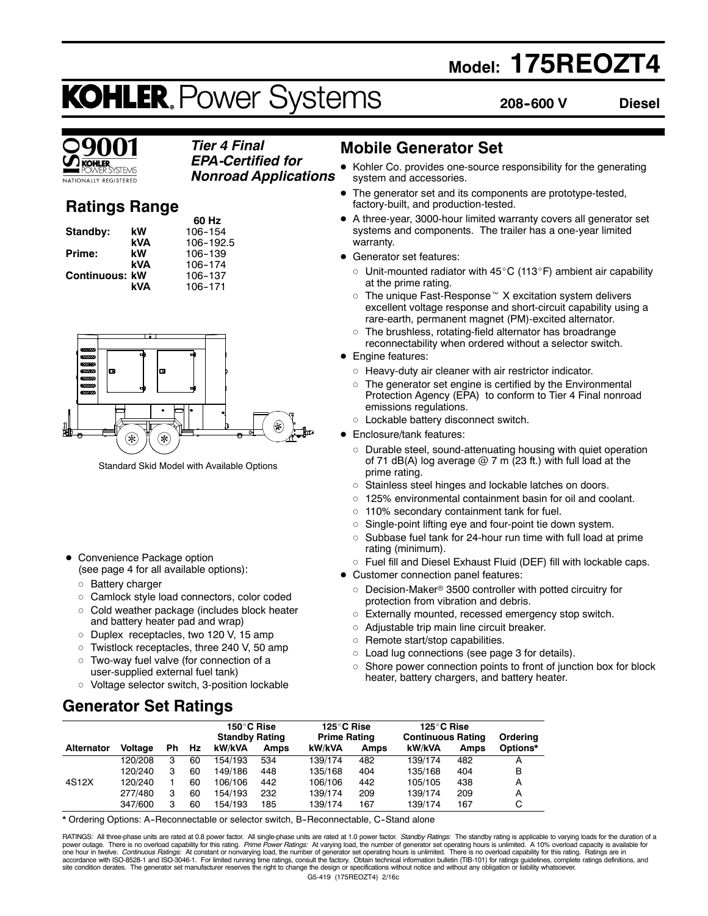# Model: 175REOZT4

# KOHLER. Power Systems

**208-600 V** **Diesel**

ISO 9001 KOHLER POWER SYSTEMS NATIONALLY REGISTERED

***Tier 4 Final EPA-Certified for Nonroad Applications***

## Ratings Range

| | | 60 Hz |
|---|---|---|
| **Standby:** | **kW** | 106-154 |
| | **kVA** | 106-192.5 |
| **Prime:** | **kW** | 106-139 |
| | **kVA** | 106-174 |
| **Continuous:** | **kW** | 106-137 |
| | **kVA** | 106-171 |

Standard Skid Model with Available Options

- Convenience Package option (see page 4 for all available options):
  - Battery charger
  - Camlock style load connectors, color coded
  - Cold weather package (includes block heater and battery heater pad and wrap)
  - Duplex receptacles, two 120 V, 15 amp
  - Twistlock receptacles, three 240 V, 50 amp
  - Two-way fuel valve (for connection of a user-supplied external fuel tank)
  - Voltage selector switch, 3-position lockable

## Mobile Generator Set

- Kohler Co. provides one-source responsibility for the generating system and accessories.
- The generator set and its components are prototype-tested, factory-built, and production-tested.
- A three-year, 3000-hour limited warranty covers all generator set systems and components. The trailer has a one-year limited warranty.
- Generator set features:
  - Unit-mounted radiator with 45°C (113°F) ambient air capability at the prime rating.
  - The unique Fast-Response™ X excitation system delivers excellent voltage response and short-circuit capability using a rare-earth, permanent magnet (PM)-excited alternator.
  - The brushless, rotating-field alternator has broadrange reconnectability when ordered without a selector switch.
- Engine features:
  - Heavy-duty air cleaner with air restrictor indicator.
  - The generator set engine is certified by the Environmental Protection Agency (EPA) to conform to Tier 4 Final nonroad emissions regulations.
  - Lockable battery disconnect switch.
- Enclosure/tank features:
  - Durable steel, sound-attenuating housing with quiet operation of 71 dB(A) log average @ 7 m (23 ft.) with full load at the prime rating.
  - Stainless steel hinges and lockable latches on doors.
  - 125% environmental containment basin for oil and coolant.
  - 110% secondary containment tank for fuel.
  - Single-point lifting eye and four-point tie down system.
  - Subbase fuel tank for 24-hour run time with full load at prime rating (minimum).
  - Fuel fill and Diesel Exhaust Fluid (DEF) fill with lockable caps.
- Customer connection panel features:
  - Decision-Maker® 3500 controller with potted circuitry for protection from vibration and debris.
  - Externally mounted, recessed emergency stop switch.
  - Adjustable trip main line circuit breaker.
  - Remote start/stop capabilities.
  - Load lug connections (see page 3 for details).
  - Shore power connection points to front of junction box for block heater, battery chargers, and battery heater.

## Generator Set Ratings

| | | | | 150°C Rise Standby Rating | | 125°C Rise Prime Rating | | 125°C Rise Continuous Rating | | |
|---|---|---|---|---|---|---|---|---|---|---|
| **Alternator** | **Voltage** | **Ph** | **Hz** | **kW/kVA** | **Amps** | **kW/kVA** | **Amps** | **kW/kVA** | **Amps** | **Ordering Options*** |
| 4S12X | 120/208 | 3 | 60 | 154/193 | 534 | 139/174 | 482 | 139/174 | 482 | A |
| | 120/240 | 3 | 60 | 149/186 | 448 | 135/168 | 404 | 135/168 | 404 | B |
| | 120/240 | 1 | 60 | 106/106 | 442 | 106/106 | 442 | 105/105 | 438 | A |
| | 277/480 | 3 | 60 | 154/193 | 232 | 139/174 | 209 | 139/174 | 209 | A |
| | 347/600 | 3 | 60 | 154/193 | 185 | 139/174 | 167 | 139/174 | 167 | C |

* Ordering Options: A-Reconnectable or selector switch, B-Reconnectable, C-Stand alone

RATINGS: All three-phase units are rated at 0.8 power factor. All single-phase units are rated at 1.0 power factor. *Standby Ratings:* The standby rating is applicable to varying loads for the duration of a power outage. There is no overload capability for this rating. *Prime Power Ratings:* At varying load, the number of generator set operating hours is unlimited. A 10% overload capacity is available for one hour in twelve. *Continuous Ratings:* At constant or nonvarying load, the number of generator set operating hours is unlimited. There is no overload capability for this rating. Ratings are in accordance with ISO-8528-1 and ISO-3046-1. For limited running time ratings, consult the factory. Obtain technical information bulletin (TIB-101) for ratings guidelines, complete ratings definitions, and site condition derates. The generator set manufacturer reserves the right to change the design or specifications without notice and without any obligation or liability whatsoever.

G5-419 (175REOZT4) 2/16c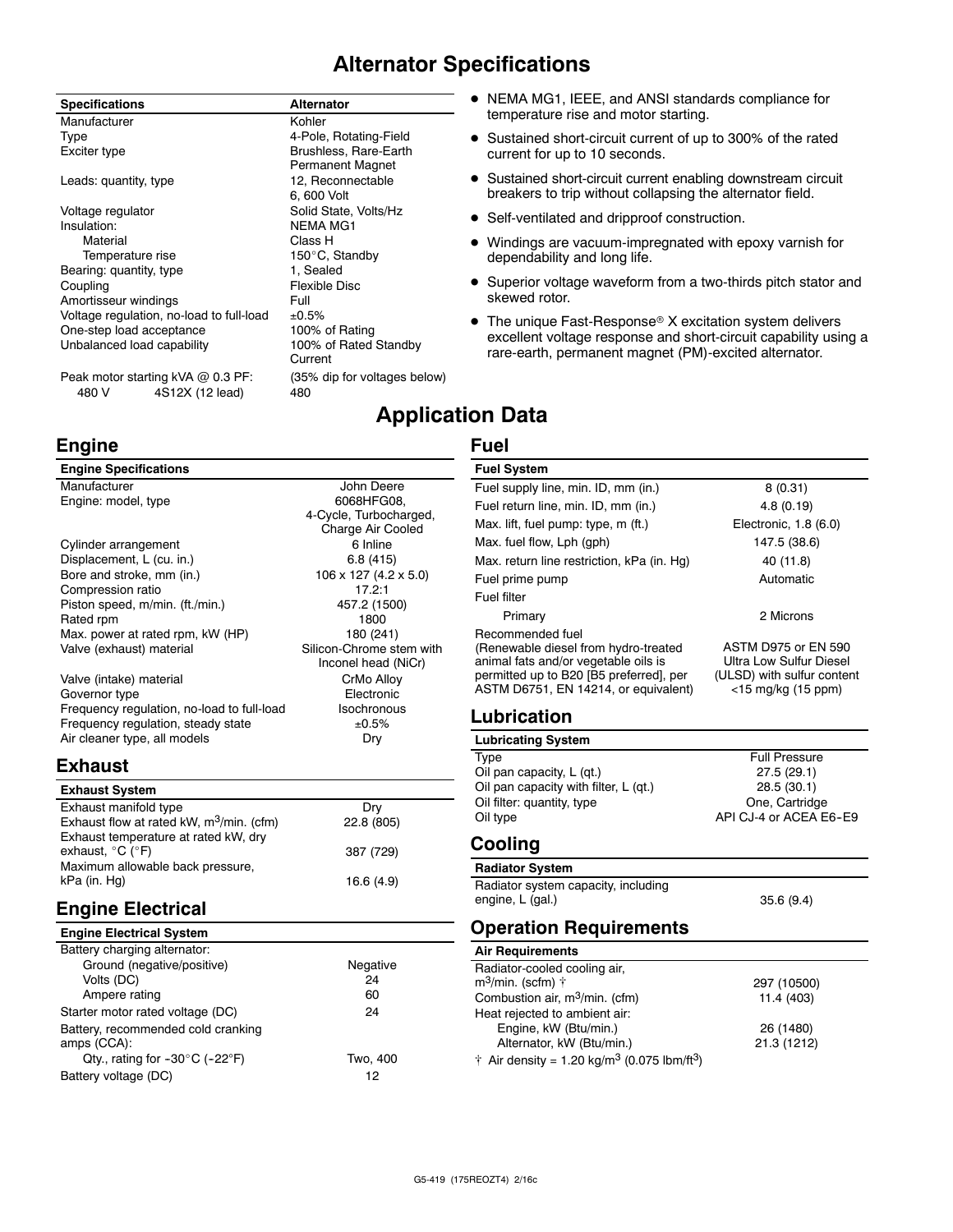# Alternator Specifications

| Specifications | Alternator |
|---|---|
| Manufacturer | Kohler |
| Type | 4-Pole, Rotating-Field |
| Exciter type | Brushless, Rare-Earth Permanent Magnet |
| Leads: quantity, type | 12, Reconnectable 6, 600 Volt |
| Voltage regulator | Solid State, Volts/Hz |
| Insulation: | NEMA MG1 |
| Material | Class H |
| Temperature rise | 150°C, Standby |
| Bearing: quantity, type | 1, Sealed |
| Coupling | Flexible Disc |
| Amortisseur windings | Full |
| Voltage regulation, no-load to full-load | ±0.5% |
| One-step load acceptance | 100% of Rating |
| Unbalanced load capability | 100% of Rated Standby Current |
| Peak motor starting kVA @ 0.3 PF: | (35% dip for voltages below) |
| 480 V 4S12X (12 lead) | 480 |

- NEMA MG1, IEEE, and ANSI standards compliance for temperature rise and motor starting.
- Sustained short-circuit current of up to 300% of the rated current for up to 10 seconds.
- Sustained short-circuit current enabling downstream circuit breakers to trip without collapsing the alternator field.
- Self-ventilated and dripproof construction.
- Windings are vacuum-impregnated with epoxy varnish for dependability and long life.
- Superior voltage waveform from a two-thirds pitch stator and skewed rotor.
- The unique Fast-Response® X excitation system delivers excellent voltage response and short-circuit capability using a rare-earth, permanent magnet (PM)-excited alternator.

# Application Data

## Engine

| Engine Specifications | |
|---|---|
| Manufacturer | John Deere |
| Engine: model, type | 6068HFG08, 4-Cycle, Turbocharged, Charge Air Cooled |
| Cylinder arrangement | 6 Inline |
| Displacement, L (cu. in.) | 6.8 (415) |
| Bore and stroke, mm (in.) | 106 x 127 (4.2 x 5.0) |
| Compression ratio | 17.2:1 |
| Piston speed, m/min. (ft./min.) | 457.2 (1500) |
| Rated rpm | 1800 |
| Max. power at rated rpm, kW (HP) | 180 (241) |
| Valve (exhaust) material | Silicon-Chrome stem with Inconel head (NiCr) |
| Valve (intake) material | CrMo Alloy |
| Governor type | Electronic |
| Frequency regulation, no-load to full-load | Isochronous |
| Frequency regulation, steady state | ±0.5% |
| Air cleaner type, all models | Dry |

## Exhaust

| Exhaust System | |
|---|---|
| Exhaust manifold type | Dry |
| Exhaust flow at rated kW, $m^3$/min. (cfm) | 22.8 (805) |
| Exhaust temperature at rated kW, dry exhaust, °C (°F) | 387 (729) |
| Maximum allowable back pressure, kPa (in. Hg) | 16.6 (4.9) |

## Engine Electrical

| Engine Electrical System | |
|---|---|
| Battery charging alternator: | |
| Ground (negative/positive) | Negative |
| Volts (DC) | 24 |
| Ampere rating | 60 |
| Starter motor rated voltage (DC) | 24 |
| Battery, recommended cold cranking amps (CCA): | |
| Qty., rating for -30°C (-22°F) | Two, 400 |
| Battery voltage (DC) | 12 |

## Fuel

| Fuel System | |
|---|---|
| Fuel supply line, min. ID, mm (in.) | 8 (0.31) |
| Fuel return line, min. ID, mm (in.) | 4.8 (0.19) |
| Max. lift, fuel pump: type, m (ft.) | Electronic, 1.8 (6.0) |
| Max. fuel flow, Lph (gph) | 147.5 (38.6) |
| Max. return line restriction, kPa (in. Hg) | 40 (11.8) |
| Fuel prime pump | Automatic |
| Fuel filter | |
| Primary | 2 Microns |
| Recommended fuel (Renewable diesel from hydro-treated animal fats and/or vegetable oils is permitted up to B20 [B5 preferred], per ASTM D6751, EN 14214, or equivalent) | ASTM D975 or EN 590 Ultra Low Sulfur Diesel (ULSD) with sulfur content <15 mg/kg (15 ppm) |

## Lubrication

| Lubricating System | |
|---|---|
| Type | Full Pressure |
| Oil pan capacity, L (qt.) | 27.5 (29.1) |
| Oil pan capacity with filter, L (qt.) | 28.5 (30.1) |
| Oil filter: quantity, type | One, Cartridge |
| Oil type | API CJ-4 or ACEA E6-E9 |

## Cooling

| Radiator System | |
|---|---|
| Radiator system capacity, including engine, L (gal.) | 35.6 (9.4) |

## Operation Requirements

| Air Requirements | |
|---|---|
| Radiator-cooled cooling air, $m^3$/min. (scfm) † | 297 (10500) |
| Combustion air, $m^3$/min. (cfm) | 11.4 (403) |
| Heat rejected to ambient air: | |
| Engine, kW (Btu/min.) | 26 (1480) |
| Alternator, kW (Btu/min.) | 21.3 (1212) |

† Air density = 1.20 kg/$m^3$ (0.075 lbm/$ft^3$)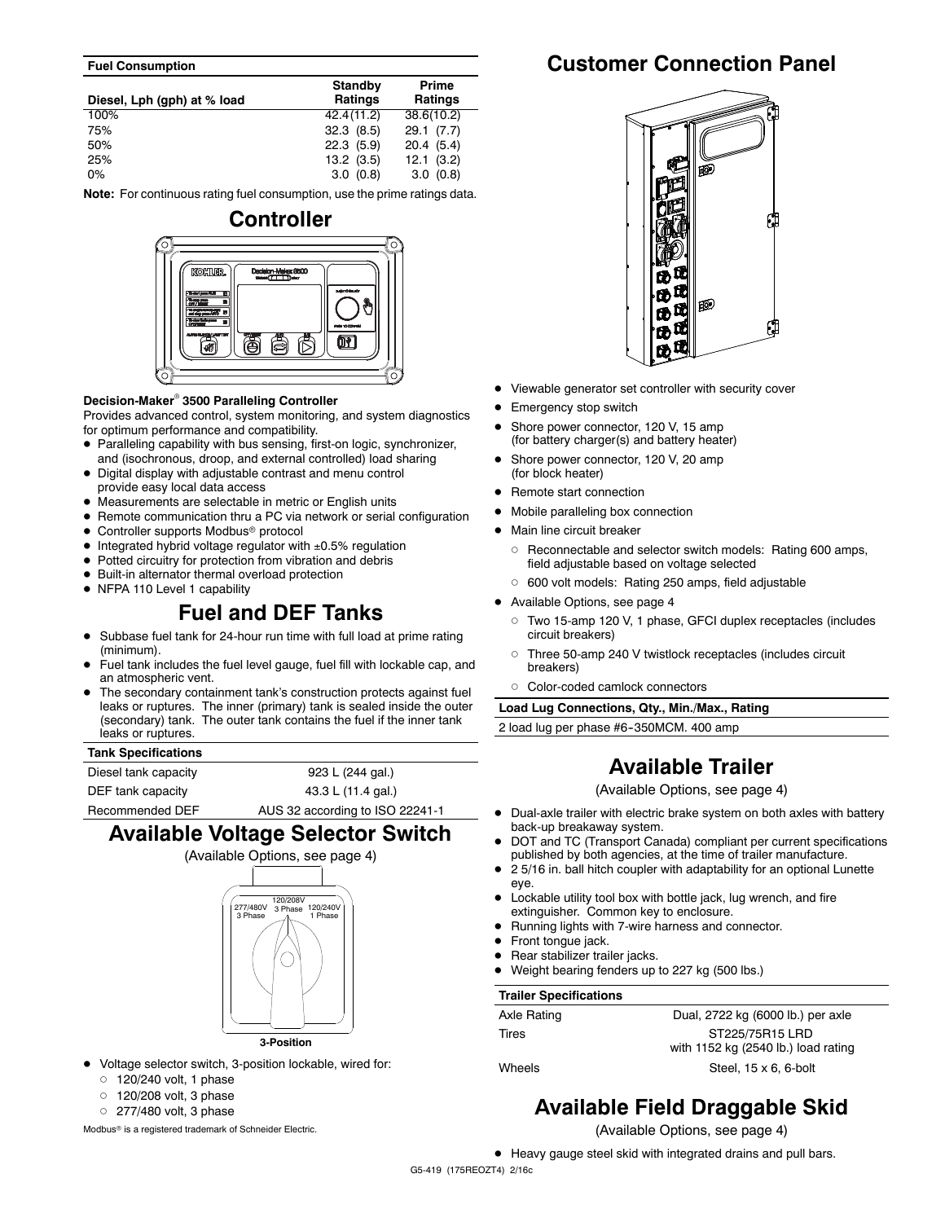| Fuel Consumption | | |
|---|---|---|
| Diesel, Lph (gph) at % load | Standby Ratings | Prime Ratings |
| 100% | 42.4(11.2) | 38.6(10.2) |
| 75% | 32.3 (8.5) | 29.1 (7.7) |
| 50% | 22.3 (5.9) | 20.4 (5.4) |
| 25% | 13.2 (3.5) | 12.1 (3.2) |
| 0% | 3.0 (0.8) | 3.0 (0.8) |

**Note:** For continuous rating fuel consumption, use the prime ratings data.

# Controller

**Decision-Maker® 3500 Paralleling Controller**

Provides advanced control, system monitoring, and system diagnostics for optimum performance and compatibility.

- Paralleling capability with bus sensing, first-on logic, synchronizer, and (isochronous, droop, and external controlled) load sharing
- Digital display with adjustable contrast and menu control provide easy local data access
- Measurements are selectable in metric or English units
- Remote communication thru a PC via network or serial configuration
- Controller supports Modbus® protocol
- Integrated hybrid voltage regulator with ±0.5% regulation
- Potted circuitry for protection from vibration and debris
- Built-in alternator thermal overload protection
- NFPA 110 Level 1 capability

# Fuel and DEF Tanks

- Subbase fuel tank for 24-hour run time with full load at prime rating (minimum).
- Fuel tank includes the fuel level gauge, fuel fill with lockable cap, and an atmospheric vent.
- The secondary containment tank's construction protects against fuel leaks or ruptures. The inner (primary) tank is sealed inside the outer (secondary) tank. The outer tank contains the fuel if the inner tank leaks or ruptures.

| Tank Specifications | |
|---|---|
| Diesel tank capacity | 923 L (244 gal.) |
| DEF tank capacity | 43.3 L (11.4 gal.) |
| Recommended DEF | AUS 32 according to ISO 22241-1 |

# Available Voltage Selector Switch

(Available Options, see page 4)

277/480V 3 Phase — 120/208V 3 Phase — 120/240V 1 Phase

3-Position

- Voltage selector switch, 3-position lockable, wired for:
  - 120/240 volt, 1 phase
  - 120/208 volt, 3 phase
  - 277/480 volt, 3 phase

Modbus® is a registered trademark of Schneider Electric.

# Customer Connection Panel

- Viewable generator set controller with security cover
- Emergency stop switch
- Shore power connector, 120 V, 15 amp (for battery charger(s) and battery heater)
- Shore power connector, 120 V, 20 amp (for block heater)
- Remote start connection
- Mobile paralleling box connection
- Main line circuit breaker
  - Reconnectable and selector switch models: Rating 600 amps, field adjustable based on voltage selected
  - 600 volt models: Rating 250 amps, field adjustable
- Available Options, see page 4
  - Two 15-amp 120 V, 1 phase, GFCI duplex receptacles (includes circuit breakers)
  - Three 50-amp 240 V twistlock receptacles (includes circuit breakers)
  - Color-coded camlock connectors

| Load Lug Connections, Qty., Min./Max., Rating |
|---|
| 2 load lug per phase #6-350MCM. 400 amp |

# Available Trailer

(Available Options, see page 4)

- Dual-axle trailer with electric brake system on both axles with battery back-up breakaway system.
- DOT and TC (Transport Canada) compliant per current specifications published by both agencies, at the time of trailer manufacture.
- 2 5/16 in. ball hitch coupler with adaptability for an optional Lunette eye.
- Lockable utility tool box with bottle jack, lug wrench, and fire extinguisher. Common key to enclosure.
- Running lights with 7-wire harness and connector.
- Front tongue jack.
- Rear stabilizer trailer jacks.
- Weight bearing fenders up to 227 kg (500 lbs.)

| Trailer Specifications | |
|---|---|
| Axle Rating | Dual, 2722 kg (6000 lb.) per axle |
| Tires | ST225/75R15 LRD with 1152 kg (2540 lb.) load rating |
| Wheels | Steel, 15 x 6, 6-bolt |

# Available Field Draggable Skid

(Available Options, see page 4)

- Heavy gauge steel skid with integrated drains and pull bars.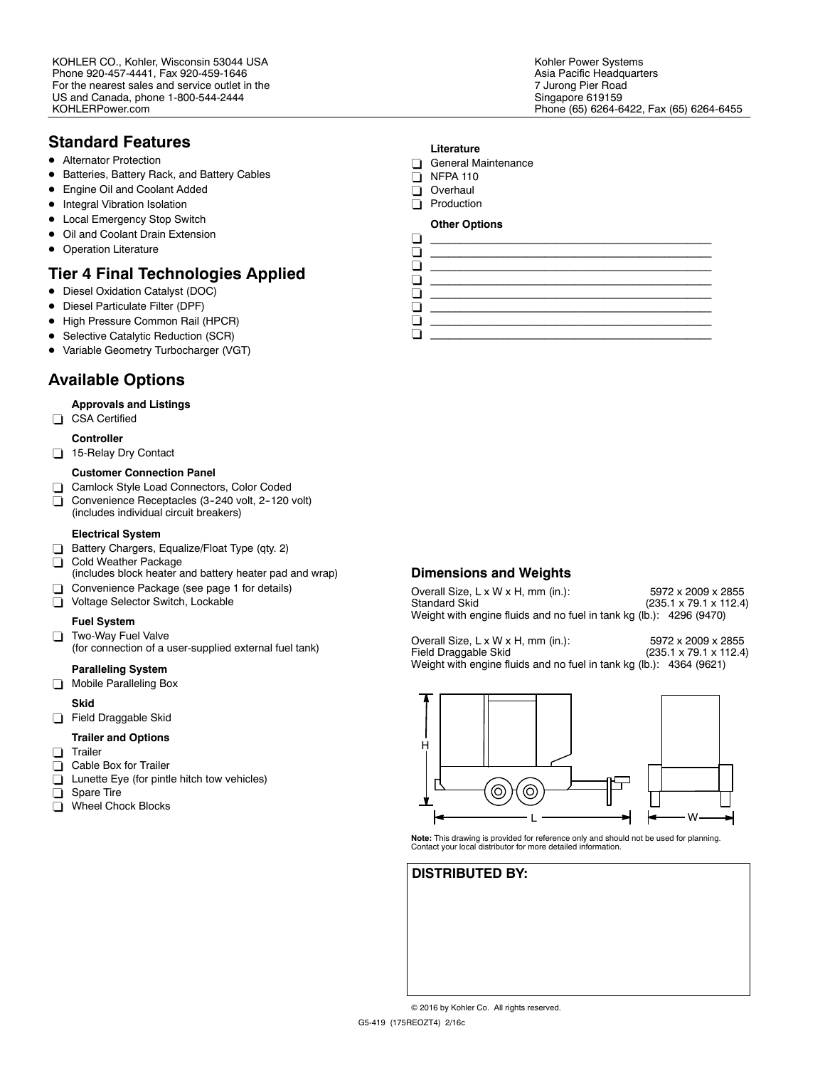KOHLER CO., Kohler, Wisconsin 53044 USA
Phone 920-457-4441, Fax 920-459-1646
For the nearest sales and service outlet in the US and Canada, phone 1-800-544-2444
KOHLERPower.com

Kohler Power Systems
Asia Pacific Headquarters
7 Jurong Pier Road
Singapore 619159
Phone (65) 6264-6422, Fax (65) 6264-6455

## Standard Features

- Alternator Protection
- Batteries, Battery Rack, and Battery Cables
- Engine Oil and Coolant Added
- Integral Vibration Isolation
- Local Emergency Stop Switch
- Oil and Coolant Drain Extension
- Operation Literature

## Tier 4 Final Technologies Applied

- Diesel Oxidation Catalyst (DOC)
- Diesel Particulate Filter (DPF)
- High Pressure Common Rail (HPCR)
- Selective Catalytic Reduction (SCR)
- Variable Geometry Turbocharger (VGT)

## Available Options

**Approvals and Listings**

- ☐ CSA Certified

**Controller**

- ☐ 15-Relay Dry Contact

**Customer Connection Panel**

- ☐ Camlock Style Load Connectors, Color Coded
- ☐ Convenience Receptacles (3-240 volt, 2-120 volt) (includes individual circuit breakers)

**Electrical System**

- ☐ Battery Chargers, Equalize/Float Type (qty. 2)
- ☐ Cold Weather Package (includes block heater and battery heater pad and wrap)
- ☐ Convenience Package (see page 1 for details)
- ☐ Voltage Selector Switch, Lockable

**Fuel System**

- ☐ Two-Way Fuel Valve (for connection of a user-supplied external fuel tank)

**Paralleling System**

- ☐ Mobile Paralleling Box

**Skid**

- ☐ Field Draggable Skid

**Trailer and Options**

- ☐ Trailer
- ☐ Cable Box for Trailer
- ☐ Lunette Eye (for pintle hitch tow vehicles)
- ☐ Spare Tire
- ☐ Wheel Chock Blocks

**Literature**

- ☐ General Maintenance
- ☐ NFPA 110
- ☐ Overhaul
- ☐ Production

**Other Options**

- ☐ ____________________
- ☐ ____________________
- ☐ ____________________
- ☐ ____________________
- ☐ ____________________
- ☐ ____________________
- ☐ ____________________
- ☐ ____________________

## Dimensions and Weights

Overall Size, L x W x H, mm (in.): 5972 x 2009 x 2855
Standard Skid (235.1 x 79.1 x 112.4)
Weight with engine fluids and no fuel in tank kg (lb.): 4296 (9470)

Overall Size, L x W x H, mm (in.): 5972 x 2009 x 2855
Field Draggable Skid (235.1 x 79.1 x 112.4)
Weight with engine fluids and no fuel in tank kg (lb.): 4364 (9621)

H
L
W

**Note:** This drawing is provided for reference only and should not be used for planning. Contact your local distributor for more detailed information.

**DISTRIBUTED BY:**

© 2016 by Kohler Co. All rights reserved.

G5-419 (175REOZT4) 2/16c